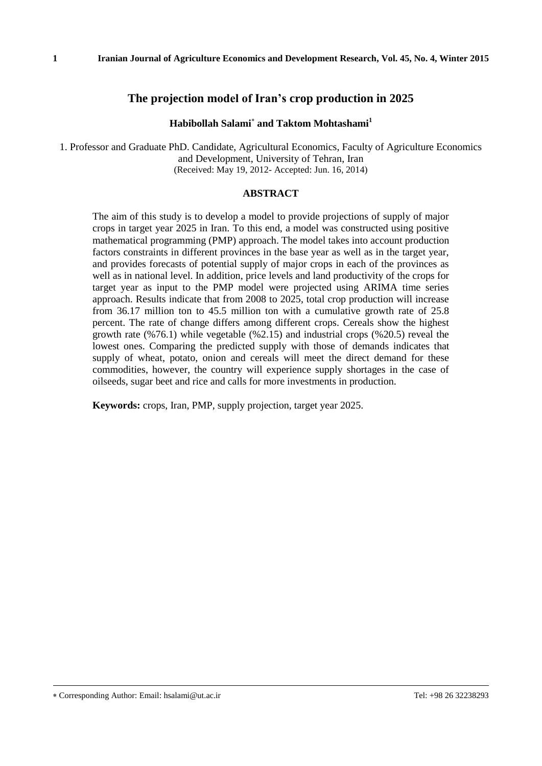# The projection model of Iran's crop production in 2025

**Habibollah Salami*[*] and Taktom Mohtashami[1]**

1. Professor and Graduate PhD. Candidate, Agricultural Economics, Faculty of Agriculture Economics and Development, University of Tehran, Iran
(Received: May 19, 2012- Accepted: Jun. 16, 2014)

## ABSTRACT

The aim of this study is to develop a model to provide projections of supply of major crops in target year 2025 in Iran. To this end, a model was constructed using positive mathematical programming (PMP) approach. The model takes into account production factors constraints in different provinces in the base year as well as in the target year, and provides forecasts of potential supply of major crops in each of the provinces as well as in national level. In addition, price levels and land productivity of the crops for target year as input to the PMP model were projected using ARIMA time series approach. Results indicate that from 2008 to 2025, total crop production will increase from 36.17 million ton to 45.5 million ton with a cumulative growth rate of 25.8 percent. The rate of change differs among different crops. Cereals show the highest growth rate (%76.1) while vegetable (%2.15) and industrial crops (%20.5) reveal the lowest ones. Comparing the predicted supply with those of demands indicates that supply of wheat, potato, onion and cereals will meet the direct demand for these commodities, however, the country will experience supply shortages in the case of oilseeds, sugar beet and rice and calls for more investments in production.

**Keywords:** crops, Iran, PMP, supply projection, target year 2025.

---

[*] Corresponding Author: Email: hsalami@ut.ac.ir Tel: +98 26 32238293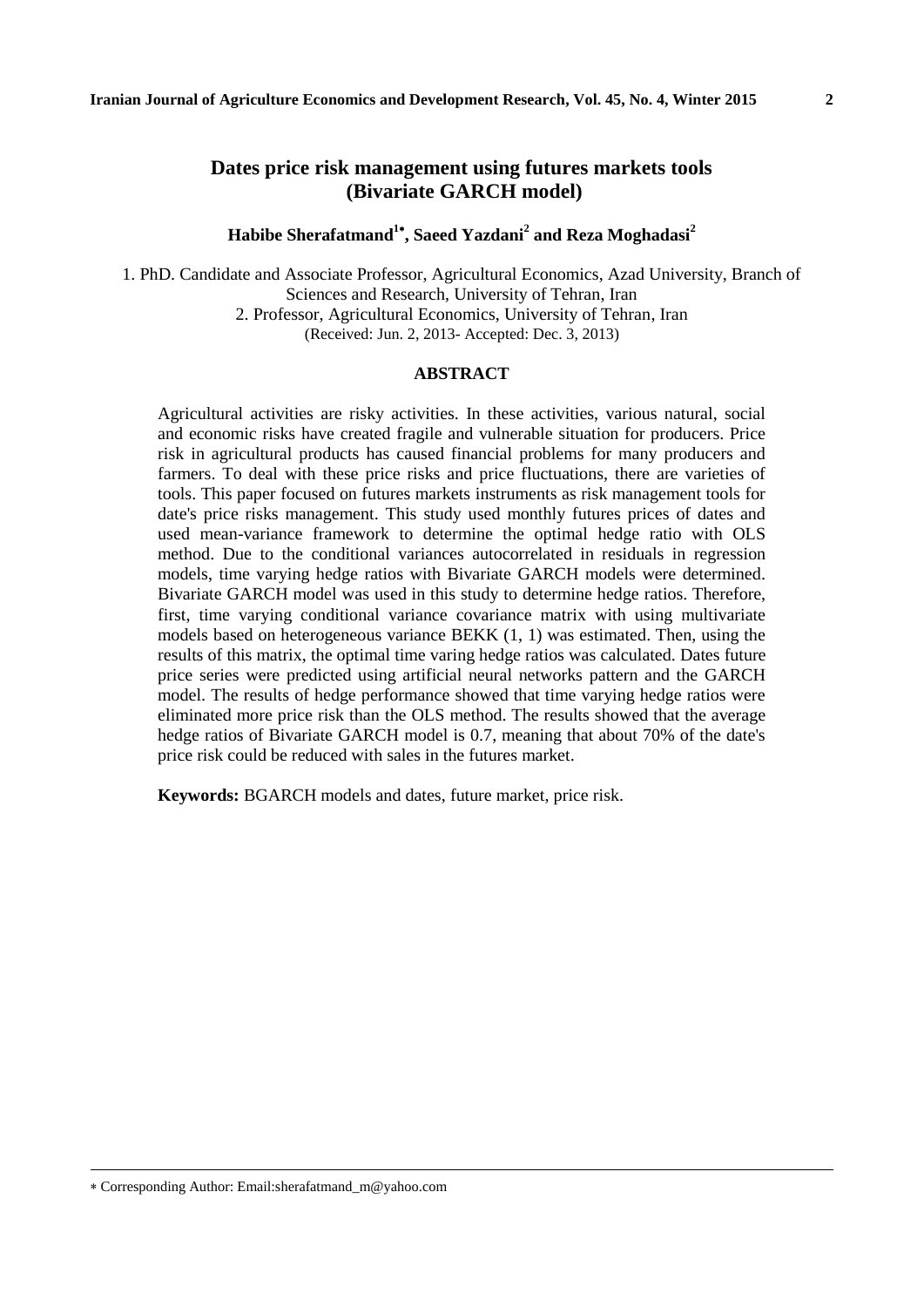# Dates price risk management using futures markets tools (Bivariate GARCH model)

**Habibe Sherafatmand[1*], Saeed Yazdani[2] and Reza Moghadasi[2]**

1. PhD. Candidate and Associate Professor, Agricultural Economics, Azad University, Branch of Sciences and Research, University of Tehran, Iran
2. Professor, Agricultural Economics, University of Tehran, Iran

(Received: Jun. 2, 2013- Accepted: Dec. 3, 2013)

## ABSTRACT

Agricultural activities are risky activities. In these activities, various natural, social and economic risks have created fragile and vulnerable situation for producers. Price risk in agricultural products has caused financial problems for many producers and farmers. To deal with these price risks and price fluctuations, there are varieties of tools. This paper focused on futures markets instruments as risk management tools for date's price risks management. This study used monthly futures prices of dates and used mean-variance framework to determine the optimal hedge ratio with OLS method. Due to the conditional variances autocorrelated in residuals in regression models, time varying hedge ratios with Bivariate GARCH models were determined. Bivariate GARCH model was used in this study to determine hedge ratios. Therefore, first, time varying conditional variance covariance matrix with using multivariate models based on heterogeneous variance BEKK (1, 1) was estimated. Then, using the results of this matrix, the optimal time varing hedge ratios was calculated. Dates future price series were predicted using artificial neural networks pattern and the GARCH model. The results of hedge performance showed that time varying hedge ratios were eliminated more price risk than the OLS method. The results showed that the average hedge ratios of Bivariate GARCH model is 0.7, meaning that about 70% of the date's price risk could be reduced with sales in the futures market.

**Keywords:** BGARCH models and dates, future market, price risk.

* Corresponding Author: Email:sherafatmand_m@yahoo.com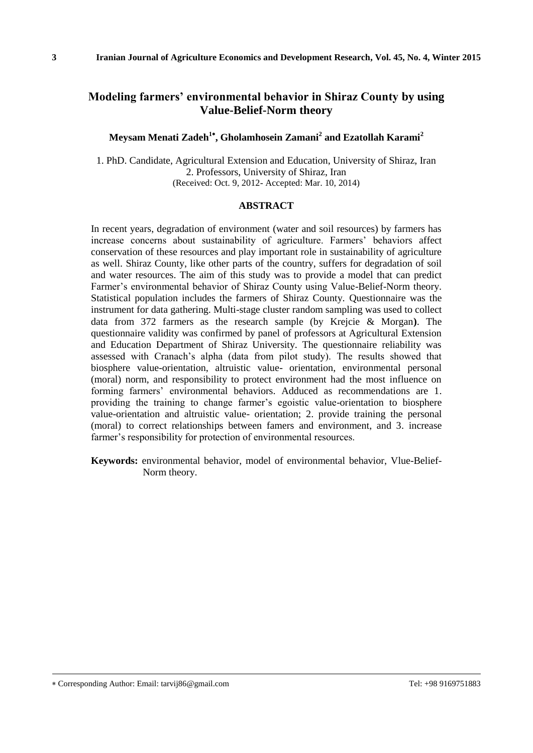# Modeling farmers' environmental behavior in Shiraz County by using Value-Belief-Norm theory

**Meysam Menati Zadeh[1*], Gholamhosein Zamani[2] and Ezatollah Karami[2]**

1. PhD. Candidate, Agricultural Extension and Education, University of Shiraz, Iran
2. Professors, University of Shiraz, Iran

(Received: Oct. 9, 2012- Accepted: Mar. 10, 2014)

## ABSTRACT

In recent years, degradation of environment (water and soil resources) by farmers has increase concerns about sustainability of agriculture. Farmers' behaviors affect conservation of these resources and play important role in sustainability of agriculture as well. Shiraz County, like other parts of the country, suffers for degradation of soil and water resources. The aim of this study was to provide a model that can predict Farmer's environmental behavior of Shiraz County using Value-Belief-Norm theory. Statistical population includes the farmers of Shiraz County. Questionnaire was the instrument for data gathering. Multi-stage cluster random sampling was used to collect data from 372 farmers as the research sample (by Krejcie & Morgan**)**. The questionnaire validity was confirmed by panel of professors at Agricultural Extension and Education Department of Shiraz University. The questionnaire reliability was assessed with Cranach's alpha (data from pilot study). The results showed that biosphere value-orientation, altruistic value- orientation, environmental personal (moral) norm, and responsibility to protect environment had the most influence on forming farmers' environmental behaviors. Adduced as recommendations are 1. providing the training to change farmer's egoistic value-orientation to biosphere value-orientation and altruistic value- orientation; 2. provide training the personal (moral) to correct relationships between famers and environment, and 3. increase farmer's responsibility for protection of environmental resources.

**Keywords:** environmental behavior, model of environmental behavior, Vlue-Belief-Norm theory.

---

* Corresponding Author: Email: tarvij86@gmail.com Tel: +98 9169751883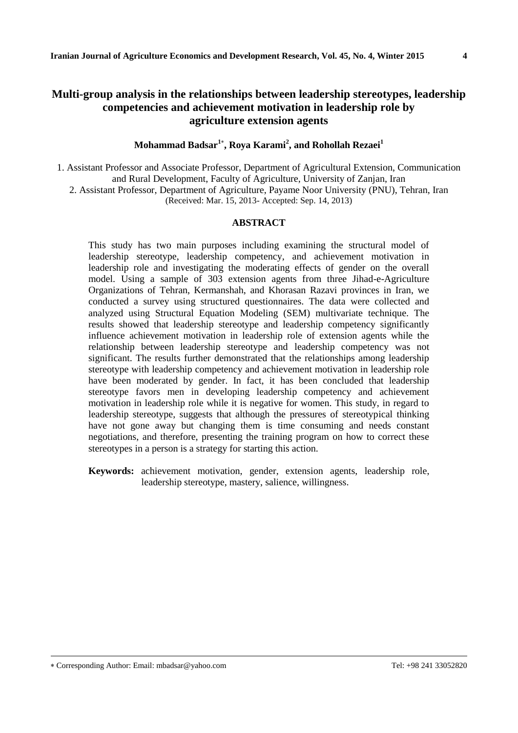# Multi-group analysis in the relationships between leadership stereotypes, leadership competencies and achievement motivation in leadership role by agriculture extension agents

**Mohammad Badsar[1*], Roya Karami[2], and Rohollah Rezaei[1]**

1. Assistant Professor and Associate Professor, Department of Agricultural Extension, Communication and Rural Development, Faculty of Agriculture, University of Zanjan, Iran
2. Assistant Professor, Department of Agriculture, Payame Noor University (PNU), Tehran, Iran

(Received: Mar. 15, 2013- Accepted: Sep. 14, 2013)

## ABSTRACT

This study has two main purposes including examining the structural model of leadership stereotype, leadership competency, and achievement motivation in leadership role and investigating the moderating effects of gender on the overall model. Using a sample of 303 extension agents from three Jihad-e-Agriculture Organizations of Tehran, Kermanshah, and Khorasan Razavi provinces in Iran, we conducted a survey using structured questionnaires. The data were collected and analyzed using Structural Equation Modeling (SEM) multivariate technique. The results showed that leadership stereotype and leadership competency significantly influence achievement motivation in leadership role of extension agents while the relationship between leadership stereotype and leadership competency was not significant. The results further demonstrated that the relationships among leadership stereotype with leadership competency and achievement motivation in leadership role have been moderated by gender. In fact, it has been concluded that leadership stereotype favors men in developing leadership competency and achievement motivation in leadership role while it is negative for women. This study, in regard to leadership stereotype, suggests that although the pressures of stereotypical thinking have not gone away but changing them is time consuming and needs constant negotiations, and therefore, presenting the training program on how to correct these stereotypes in a person is a strategy for starting this action.

**Keywords:** achievement motivation, gender, extension agents, leadership role, leadership stereotype, mastery, salience, willingness.

---

* Corresponding Author: Email: mbadsar@yahoo.com Tel: +98 241 33052820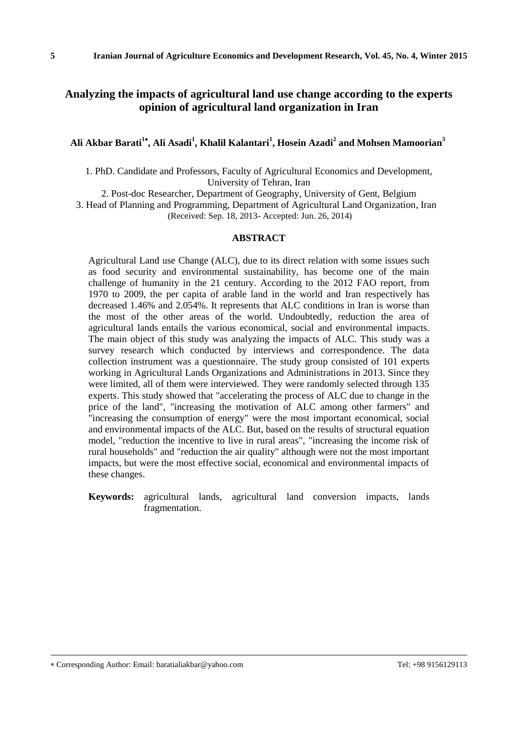# Analyzing the impacts of agricultural land use change according to the experts opinion of agricultural land organization in Iran

**Ali Akbar Barati[1*], Ali Asadi[1], Khalil Kalantari[1], Hosein Azadi[2] and Mohsen Mamoorian[3]**

1. PhD. Candidate and Professors, Faculty of Agricultural Economics and Development, University of Tehran, Iran
2. Post-doc Researcher, Department of Geography, University of Gent, Belgium
3. Head of Planning and Programming, Department of Agricultural Land Organization, Iran

(Received: Sep. 18, 2013- Accepted: Jun. 26, 2014)

## ABSTRACT

Agricultural Land use Change (ALC), due to its direct relation with some issues such as food security and environmental sustainability, has become one of the main challenge of humanity in the 21 century. According to the 2012 FAO report, from 1970 to 2009, the per capita of arable land in the world and Iran respectively has decreased 1.46% and 2.054%. It represents that ALC conditions in Iran is worse than the most of the other areas of the world. Undoubtedly, reduction the area of agricultural lands entails the various economical, social and environmental impacts. The main object of this study was analyzing the impacts of ALC. This study was a survey research which conducted by interviews and correspondence. The data collection instrument was a questionnaire. The study group consisted of 101 experts working in Agricultural Lands Organizations and Administrations in 2013. Since they were limited, all of them were interviewed. They were randomly selected through 135 experts. This study showed that "accelerating the process of ALC due to change in the price of the land", "increasing the motivation of ALC among other farmers" and "increasing the consumption of energy" were the most important economical, social and environmental impacts of the ALC. But, based on the results of structural equation model, "reduction the incentive to live in rural areas", "increasing the income risk of rural households" and "reduction the air quality" although were not the most important impacts, but were the most effective social, economical and environmental impacts of these changes.

**Keywords:** agricultural lands, agricultural land conversion impacts, lands fragmentation.

---

* Corresponding Author: Email: baratialiakbar@yahoo.com Tel: +98 9156129113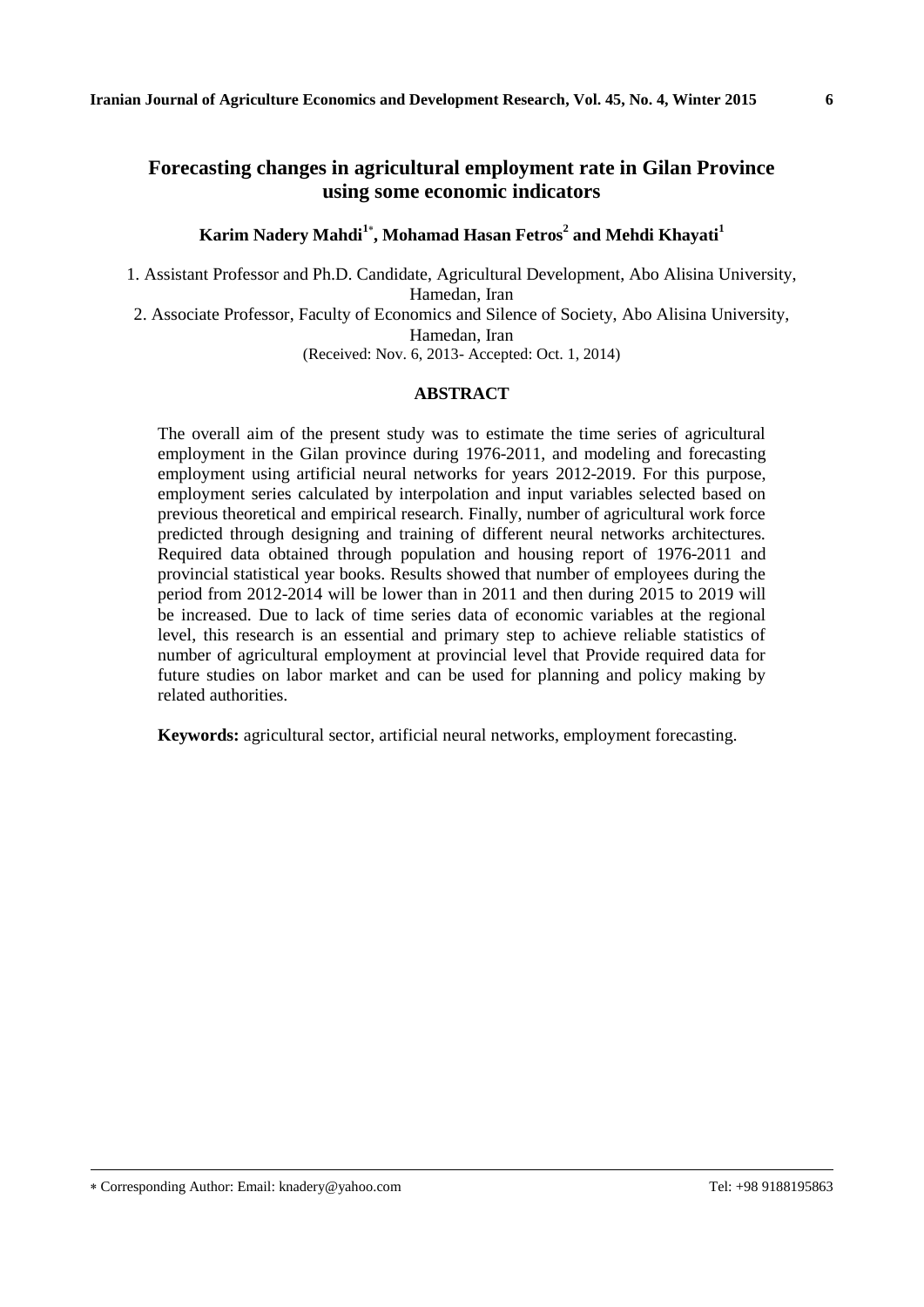# Forecasting changes in agricultural employment rate in Gilan Province using some economic indicators

**Karim Nadery Mahdi[1*], Mohamad Hasan Fetros[2] and Mehdi Khayati[1]**

1. Assistant Professor and Ph.D. Candidate, Agricultural Development, Abo Alisina University, Hamedan, Iran
2. Associate Professor, Faculty of Economics and Silence of Society, Abo Alisina University, Hamedan, Iran

(Received: Nov. 6, 2013- Accepted: Oct. 1, 2014)

## ABSTRACT

The overall aim of the present study was to estimate the time series of agricultural employment in the Gilan province during 1976-2011, and modeling and forecasting employment using artificial neural networks for years 2012-2019. For this purpose, employment series calculated by interpolation and input variables selected based on previous theoretical and empirical research. Finally, number of agricultural work force predicted through designing and training of different neural networks architectures. Required data obtained through population and housing report of 1976-2011 and provincial statistical year books. Results showed that number of employees during the period from 2012-2014 will be lower than in 2011 and then during 2015 to 2019 will be increased. Due to lack of time series data of economic variables at the regional level, this research is an essential and primary step to achieve reliable statistics of number of agricultural employment at provincial level that Provide required data for future studies on labor market and can be used for planning and policy making by related authorities.

**Keywords:** agricultural sector, artificial neural networks, employment forecasting.

* Corresponding Author: Email: knadery@yahoo.com Tel: +98 9188195863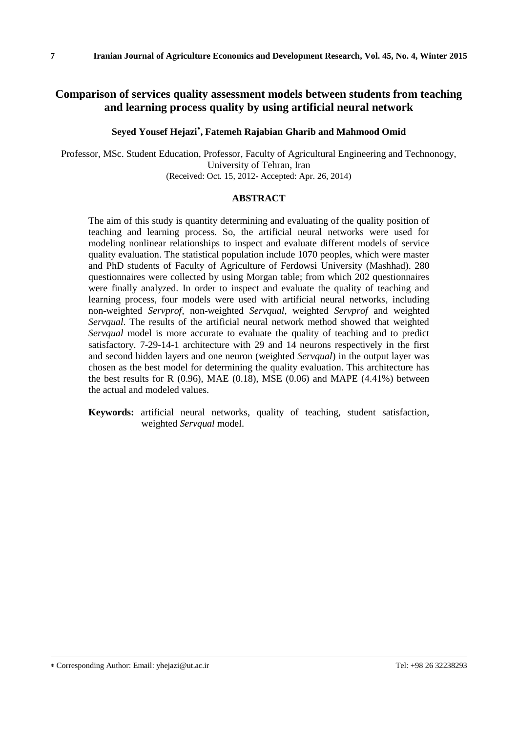# Comparison of services quality assessment models between students from teaching and learning process quality by using artificial neural network

**Seyed Yousef Hejazi*, Fatemeh Rajabian Gharib and Mahmood Omid**

Professor, MSc. Student Education, Professor, Faculty of Agricultural Engineering and Technonogy, University of Tehran, Iran

(Received: Oct. 15, 2012- Accepted: Apr. 26, 2014)

## ABSTRACT

The aim of this study is quantity determining and evaluating of the quality position of teaching and learning process. So, the artificial neural networks were used for modeling nonlinear relationships to inspect and evaluate different models of service quality evaluation. The statistical population include 1070 peoples, which were master and PhD students of Faculty of Agriculture of Ferdowsi University (Mashhad). 280 questionnaires were collected by using Morgan table; from which 202 questionnaires were finally analyzed. In order to inspect and evaluate the quality of teaching and learning process, four models were used with artificial neural networks, including non-weighted *Servprof*, non-weighted *Servqual*, weighted *Servprof* and weighted *Servqual*. The results of the artificial neural network method showed that weighted *Servqual* model is more accurate to evaluate the quality of teaching and to predict satisfactory. 7-29-14-1 architecture with 29 and 14 neurons respectively in the first and second hidden layers and one neuron (weighted *Servqual*) in the output layer was chosen as the best model for determining the quality evaluation. This architecture has the best results for R (0.96), MAE (0.18), MSE (0.06) and MAPE (4.41%) between the actual and modeled values.

**Keywords:** artificial neural networks, quality of teaching, student satisfaction, weighted *Servqual* model.

* Corresponding Author: Email: yhejazi@ut.ac.ir Tel: +98 26 32238293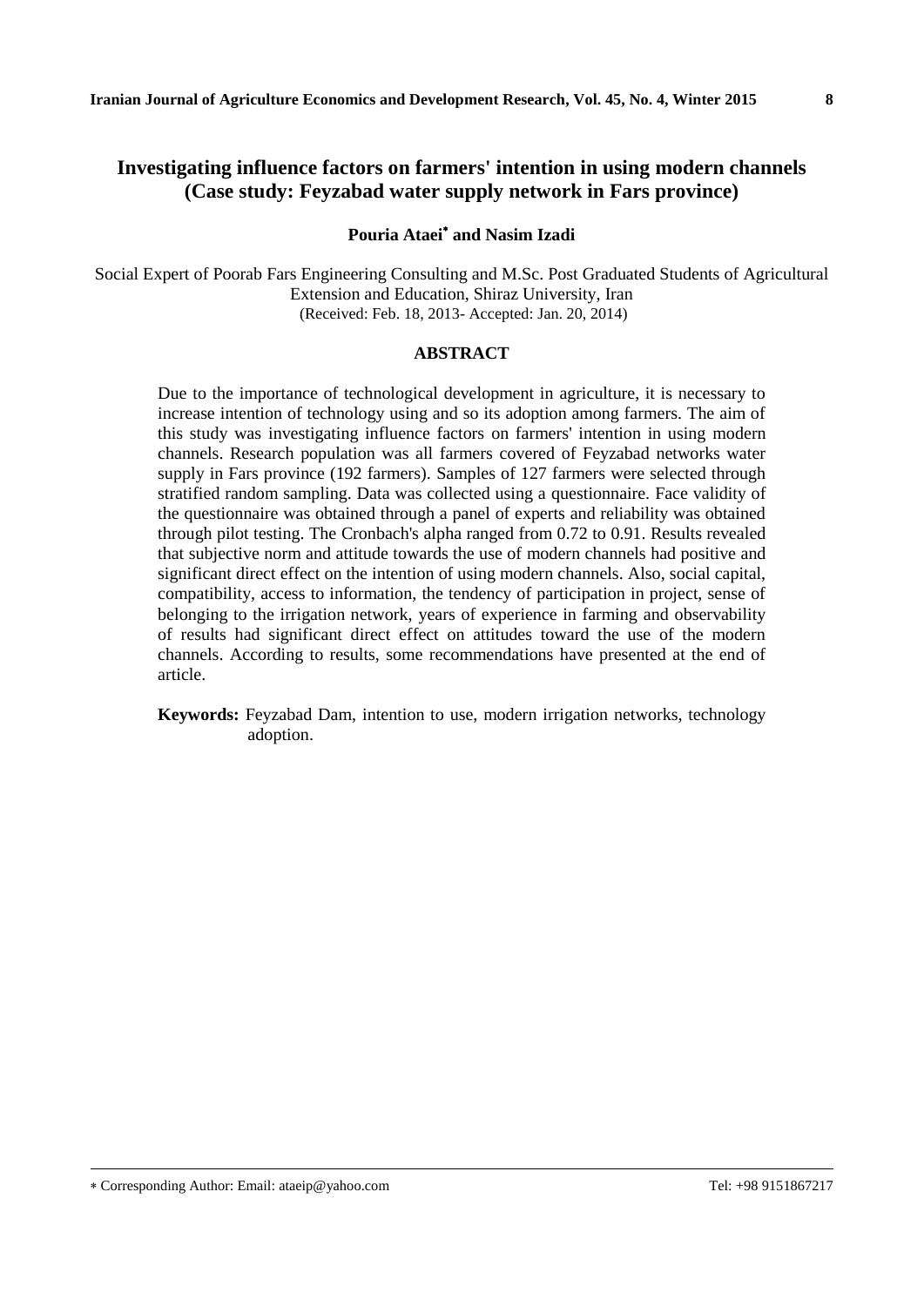# Investigating influence factors on farmers' intention in using modern channels (Case study: Feyzabad water supply network in Fars province)

**Pouria Ataei*** **and Nasim Izadi**

Social Expert of Poorab Fars Engineering Consulting and M.Sc. Post Graduated Students of Agricultural Extension and Education, Shiraz University, Iran

(Received: Feb. 18, 2013- Accepted: Jan. 20, 2014)

## ABSTRACT

Due to the importance of technological development in agriculture, it is necessary to increase intention of technology using and so its adoption among farmers. The aim of this study was investigating influence factors on farmers' intention in using modern channels. Research population was all farmers covered of Feyzabad networks water supply in Fars province (192 farmers). Samples of 127 farmers were selected through stratified random sampling. Data was collected using a questionnaire. Face validity of the questionnaire was obtained through a panel of experts and reliability was obtained through pilot testing. The Cronbach's alpha ranged from 0.72 to 0.91. Results revealed that subjective norm and attitude towards the use of modern channels had positive and significant direct effect on the intention of using modern channels. Also, social capital, compatibility, access to information, the tendency of participation in project, sense of belonging to the irrigation network, years of experience in farming and observability of results had significant direct effect on attitudes toward the use of the modern channels. According to results, some recommendations have presented at the end of article.

**Keywords:** Feyzabad Dam, intention to use, modern irrigation networks, technology adoption.

---

* Corresponding Author: Email: ataeip@yahoo.com Tel: +98 9151867217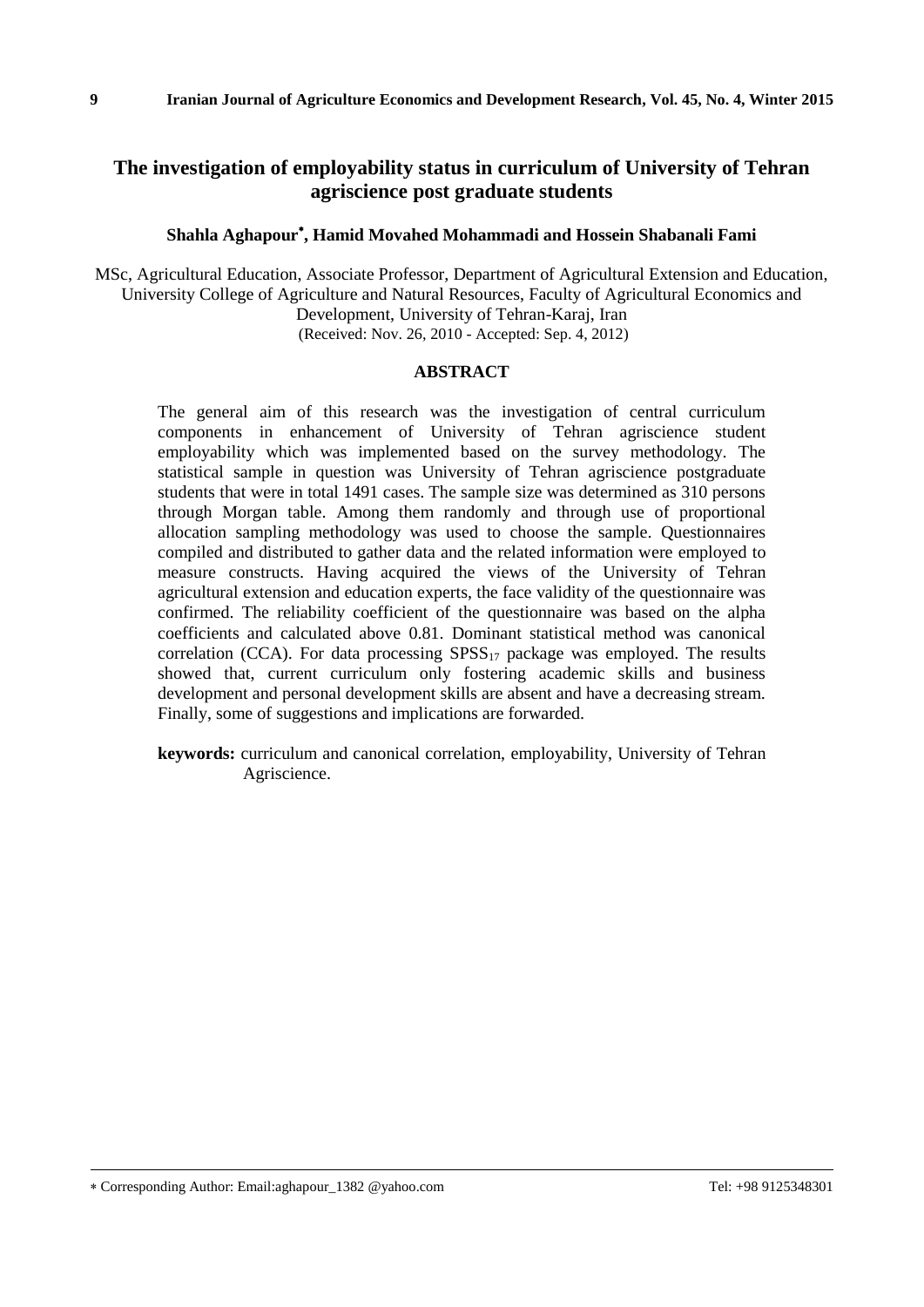# The investigation of employability status in curriculum of University of Tehran agriscience post graduate students

**Shahla Aghapour*, Hamid Movahed Mohammadi and Hossein Shabanali Fami**

MSc, Agricultural Education, Associate Professor, Department of Agricultural Extension and Education, University College of Agriculture and Natural Resources, Faculty of Agricultural Economics and Development, University of Tehran-Karaj, Iran

(Received: Nov. 26, 2010 - Accepted: Sep. 4, 2012)

## ABSTRACT

The general aim of this research was the investigation of central curriculum components in enhancement of University of Tehran agriscience student employability which was implemented based on the survey methodology. The statistical sample in question was University of Tehran agriscience postgraduate students that were in total 1491 cases. The sample size was determined as 310 persons through Morgan table. Among them randomly and through use of proportional allocation sampling methodology was used to choose the sample. Questionnaires compiled and distributed to gather data and the related information were employed to measure constructs. Having acquired the views of the University of Tehran agricultural extension and education experts, the face validity of the questionnaire was confirmed. The reliability coefficient of the questionnaire was based on the alpha coefficients and calculated above 0.81. Dominant statistical method was canonical correlation (CCA). For data processing $SPSS_{17}$ package was employed. The results showed that, current curriculum only fostering academic skills and business development and personal development skills are absent and have a decreasing stream. Finally, some of suggestions and implications are forwarded.

**keywords:** curriculum and canonical correlation, employability, University of Tehran Agriscience.

---

* Corresponding Author: Email:aghapour_1382 @yahoo.com Tel: +98 9125348301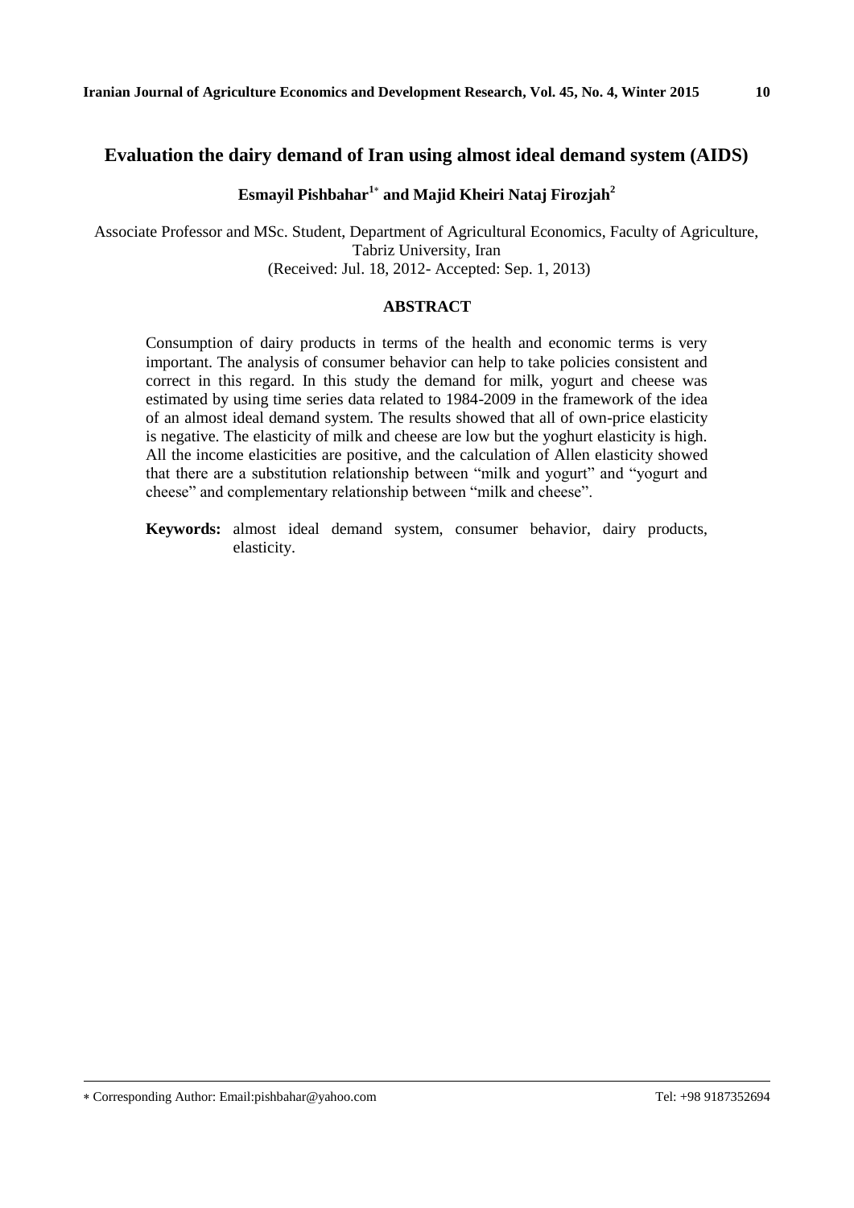# Evaluation the dairy demand of Iran using almost ideal demand system (AIDS)

**Esmayil Pishbahar[1*] and Majid Kheiri Nataj Firozjah[2]**

Associate Professor and MSc. Student, Department of Agricultural Economics, Faculty of Agriculture, Tabriz University, Iran

(Received: Jul. 18, 2012- Accepted: Sep. 1, 2013)

## ABSTRACT

Consumption of dairy products in terms of the health and economic terms is very important. The analysis of consumer behavior can help to take policies consistent and correct in this regard. In this study the demand for milk, yogurt and cheese was estimated by using time series data related to 1984-2009 in the framework of the idea of an almost ideal demand system. The results showed that all of own-price elasticity is negative. The elasticity of milk and cheese are low but the yoghurt elasticity is high. All the income elasticities are positive, and the calculation of Allen elasticity showed that there are a substitution relationship between "milk and yogurt" and "yogurt and cheese" and complementary relationship between "milk and cheese".

**Keywords:** almost ideal demand system, consumer behavior, dairy products, elasticity.

* Corresponding Author: Email:pishbahar@yahoo.com Tel: +98 9187352694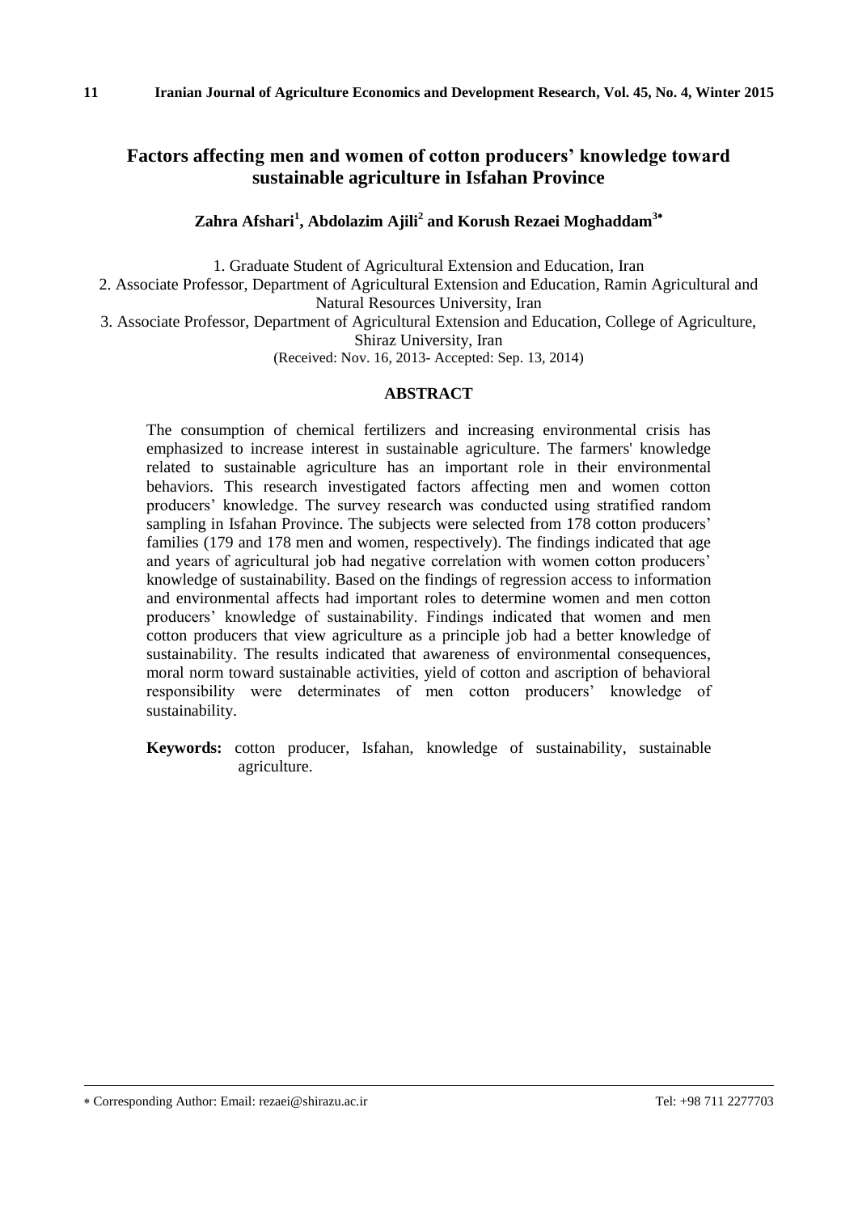# Factors affecting men and women of cotton producers' knowledge toward sustainable agriculture in Isfahan Province

**Zahra Afshari[1], Abdolazim Ajili[2] and Korush Rezaei Moghaddam[3*]**

1. Graduate Student of Agricultural Extension and Education, Iran
2. Associate Professor, Department of Agricultural Extension and Education, Ramin Agricultural and Natural Resources University, Iran
3. Associate Professor, Department of Agricultural Extension and Education, College of Agriculture, Shiraz University, Iran

(Received: Nov. 16, 2013- Accepted: Sep. 13, 2014)

## ABSTRACT

The consumption of chemical fertilizers and increasing environmental crisis has emphasized to increase interest in sustainable agriculture. The farmers' knowledge related to sustainable agriculture has an important role in their environmental behaviors. This research investigated factors affecting men and women cotton producers' knowledge. The survey research was conducted using stratified random sampling in Isfahan Province. The subjects were selected from 178 cotton producers' families (179 and 178 men and women, respectively). The findings indicated that age and years of agricultural job had negative correlation with women cotton producers' knowledge of sustainability. Based on the findings of regression access to information and environmental affects had important roles to determine women and men cotton producers' knowledge of sustainability. Findings indicated that women and men cotton producers that view agriculture as a principle job had a better knowledge of sustainability. The results indicated that awareness of environmental consequences, moral norm toward sustainable activities, yield of cotton and ascription of behavioral responsibility were determinates of men cotton producers' knowledge of sustainability.

**Keywords:** cotton producer, Isfahan, knowledge of sustainability, sustainable agriculture.

---

* Corresponding Author: Email: rezaei@shirazu.ac.ir Tel: +98 711 2277703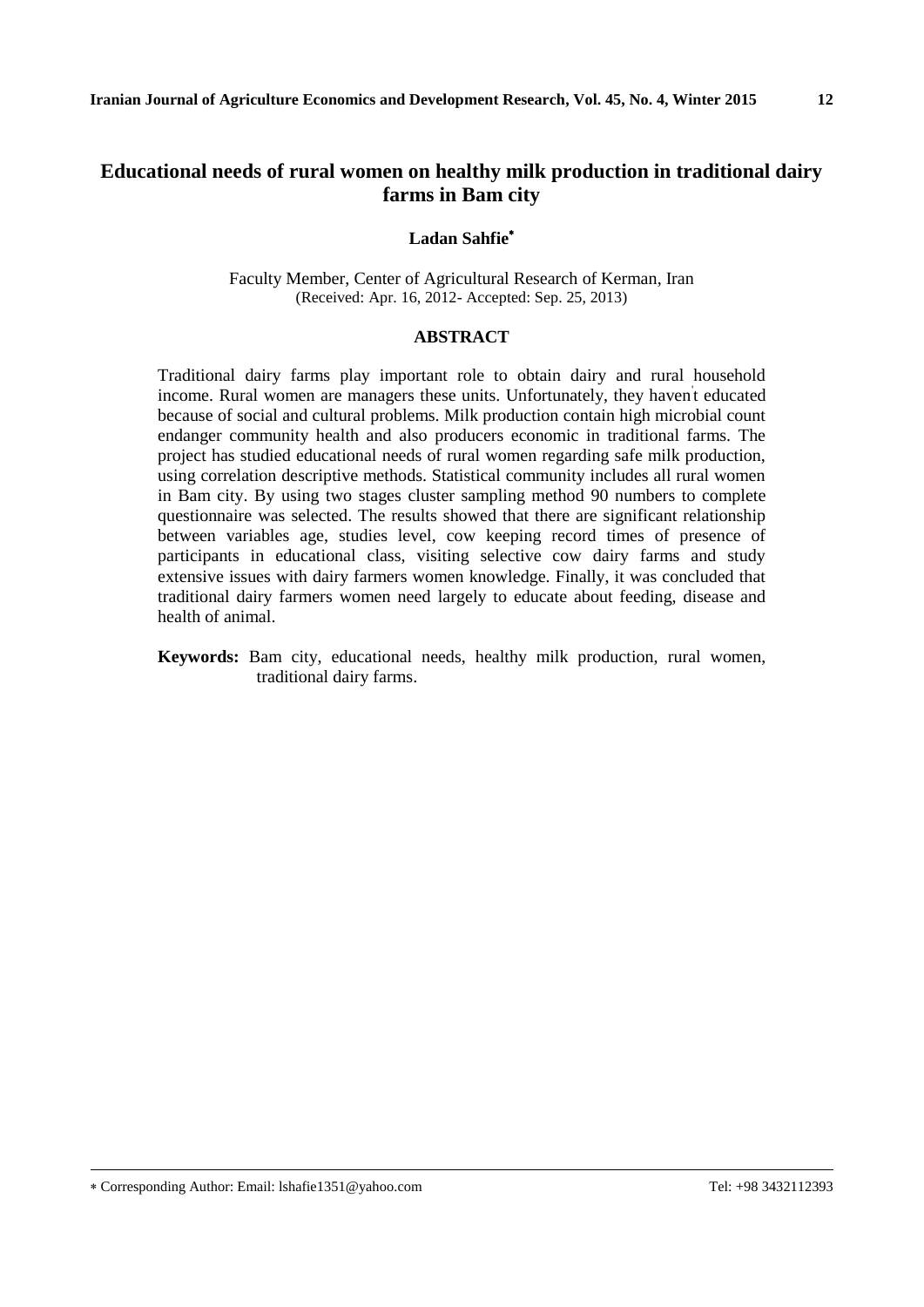# Educational needs of rural women on healthy milk production in traditional dairy farms in Bam city

**Ladan Sahfie***

Faculty Member, Center of Agricultural Research of Kerman, Iran
(Received: Apr. 16, 2012- Accepted: Sep. 25, 2013)

## ABSTRACT

Traditional dairy farms play important role to obtain dairy and rural household income. Rural women are managers these units. Unfortunately, they haven't educated because of social and cultural problems. Milk production contain high microbial count endanger community health and also producers economic in traditional farms. The project has studied educational needs of rural women regarding safe milk production, using correlation descriptive methods. Statistical community includes all rural women in Bam city. By using two stages cluster sampling method 90 numbers to complete questionnaire was selected. The results showed that there are significant relationship between variables age, studies level, cow keeping record times of presence of participants in educational class, visiting selective cow dairy farms and study extensive issues with dairy farmers women knowledge. Finally, it was concluded that traditional dairy farmers women need largely to educate about feeding, disease and health of animal.

**Keywords:** Bam city, educational needs, healthy milk production, rural women, traditional dairy farms.

---

* Corresponding Author: Email: lshafie1351@yahoo.com Tel: +98 3432112393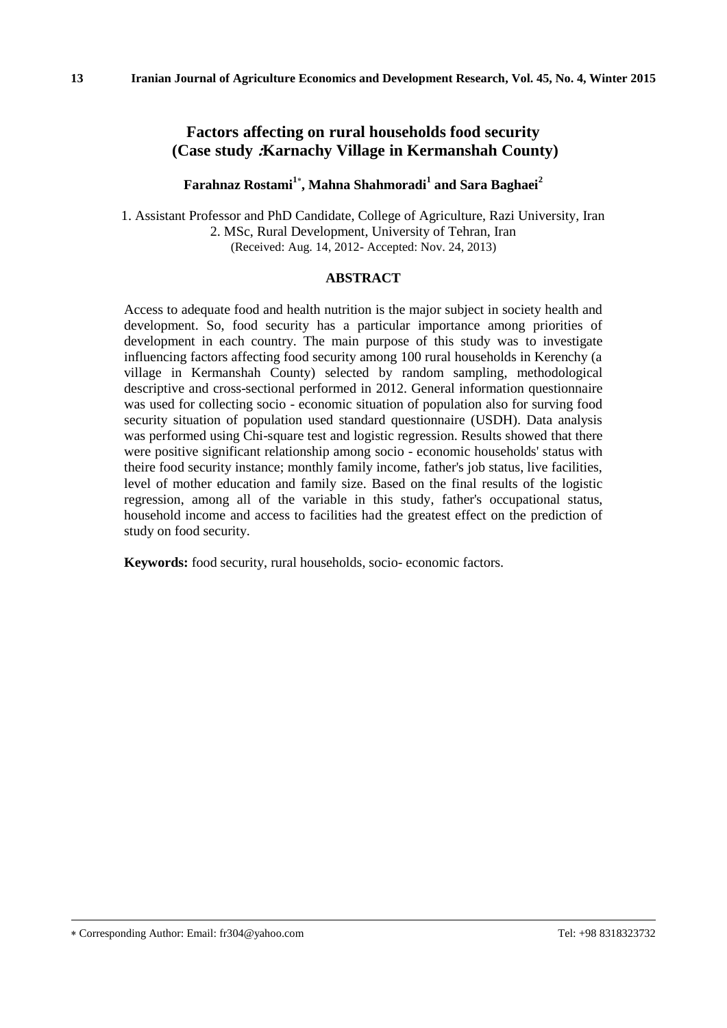# Factors affecting on rural households food security (Case study :Karnachy Village in Kermanshah County)

**Farahnaz Rostami[1*], Mahna Shahmoradi[1] and Sara Baghaei[2]**

1. Assistant Professor and PhD Candidate, College of Agriculture, Razi University, Iran
2. MSc, Rural Development, University of Tehran, Iran

(Received: Aug. 14, 2012- Accepted: Nov. 24, 2013)

## ABSTRACT

Access to adequate food and health nutrition is the major subject in society health and development. So, food security has a particular importance among priorities of development in each country. The main purpose of this study was to investigate influencing factors affecting food security among 100 rural households in Kerenchy (a village in Kermanshah County) selected by random sampling, methodological descriptive and cross-sectional performed in 2012. General information questionnaire was used for collecting socio - economic situation of population also for surving food security situation of population used standard questionnaire (USDH). Data analysis was performed using Chi-square test and logistic regression. Results showed that there were positive significant relationship among socio - economic households' status with theire food security instance; monthly family income, father's job status, live facilities, level of mother education and family size. Based on the final results of the logistic regression, among all of the variable in this study, father's occupational status, household income and access to facilities had the greatest effect on the prediction of study on food security.

**Keywords:** food security, rural households, socio- economic factors.

---

* Corresponding Author: Email: fr304@yahoo.com Tel: +98 8318323732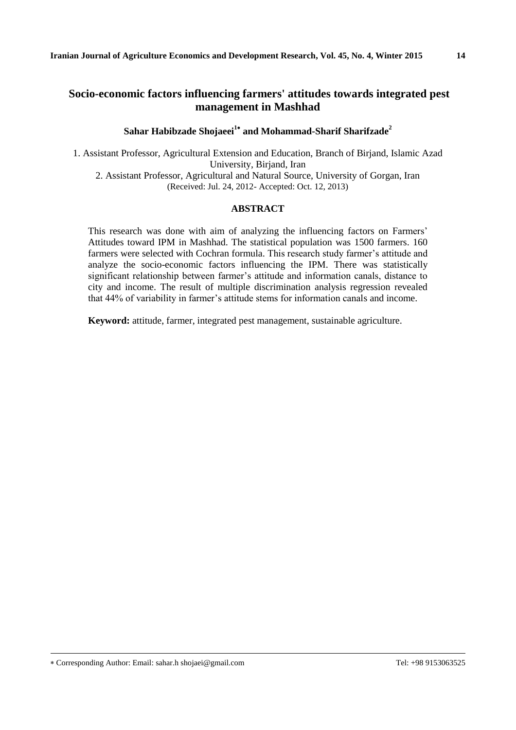# Socio-economic factors influencing farmers' attitudes towards integrated pest management in Mashhad

**Sahar Habibzade Shojaeei[1*] and Mohammad-Sharif Sharifzade[2]**

1. Assistant Professor, Agricultural Extension and Education, Branch of Birjand, Islamic Azad University, Birjand, Iran
2. Assistant Professor, Agricultural and Natural Source, University of Gorgan, Iran

(Received: Jul. 24, 2012- Accepted: Oct. 12, 2013)

## ABSTRACT

This research was done with aim of analyzing the influencing factors on Farmers' Attitudes toward IPM in Mashhad. The statistical population was 1500 farmers. 160 farmers were selected with Cochran formula. This research study farmer's attitude and analyze the socio-economic factors influencing the IPM. There was statistically significant relationship between farmer's attitude and information canals, distance to city and income. The result of multiple discrimination analysis regression revealed that 44% of variability in farmer's attitude stems for information canals and income.

**Keyword:** attitude, farmer, integrated pest management, sustainable agriculture.

---

* Corresponding Author: Email: sahar.h shojaei@gmail.com Tel: +98 9153063525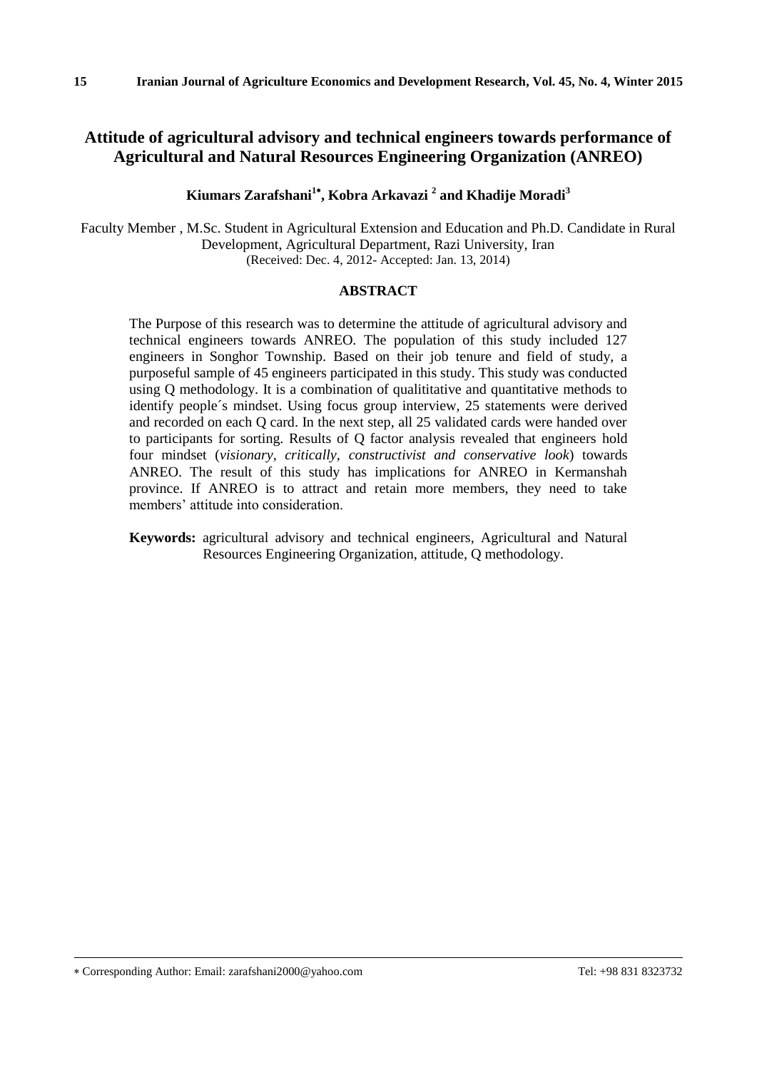# Attitude of agricultural advisory and technical engineers towards performance of Agricultural and Natural Resources Engineering Organization (ANREO)

**Kiumars Zarafshani[1*], Kobra Arkavazi [2] and Khadije Moradi[3]**

Faculty Member , M.Sc. Student in Agricultural Extension and Education and Ph.D. Candidate in Rural Development, Agricultural Department, Razi University, Iran
(Received: Dec. 4, 2012- Accepted: Jan. 13, 2014)

## ABSTRACT

The Purpose of this research was to determine the attitude of agricultural advisory and technical engineers towards ANREO. The population of this study included 127 engineers in Songhor Township. Based on their job tenure and field of study, a purposeful sample of 45 engineers participated in this study. This study was conducted using Q methodology. It is a combination of qualititative and quantitative methods to identify people´s mindset. Using focus group interview, 25 statements were derived and recorded on each Q card. In the next step, all 25 validated cards were handed over to participants for sorting. Results of Q factor analysis revealed that engineers hold four mindset (*visionary, critically, constructivist and conservative look*) towards ANREO. The result of this study has implications for ANREO in Kermanshah province. If ANREO is to attract and retain more members, they need to take members' attitude into consideration.

**Keywords:** agricultural advisory and technical engineers, Agricultural and Natural Resources Engineering Organization, attitude, Q methodology.

---

* Corresponding Author: Email: zarafshani2000@yahoo.com Tel: +98 831 8323732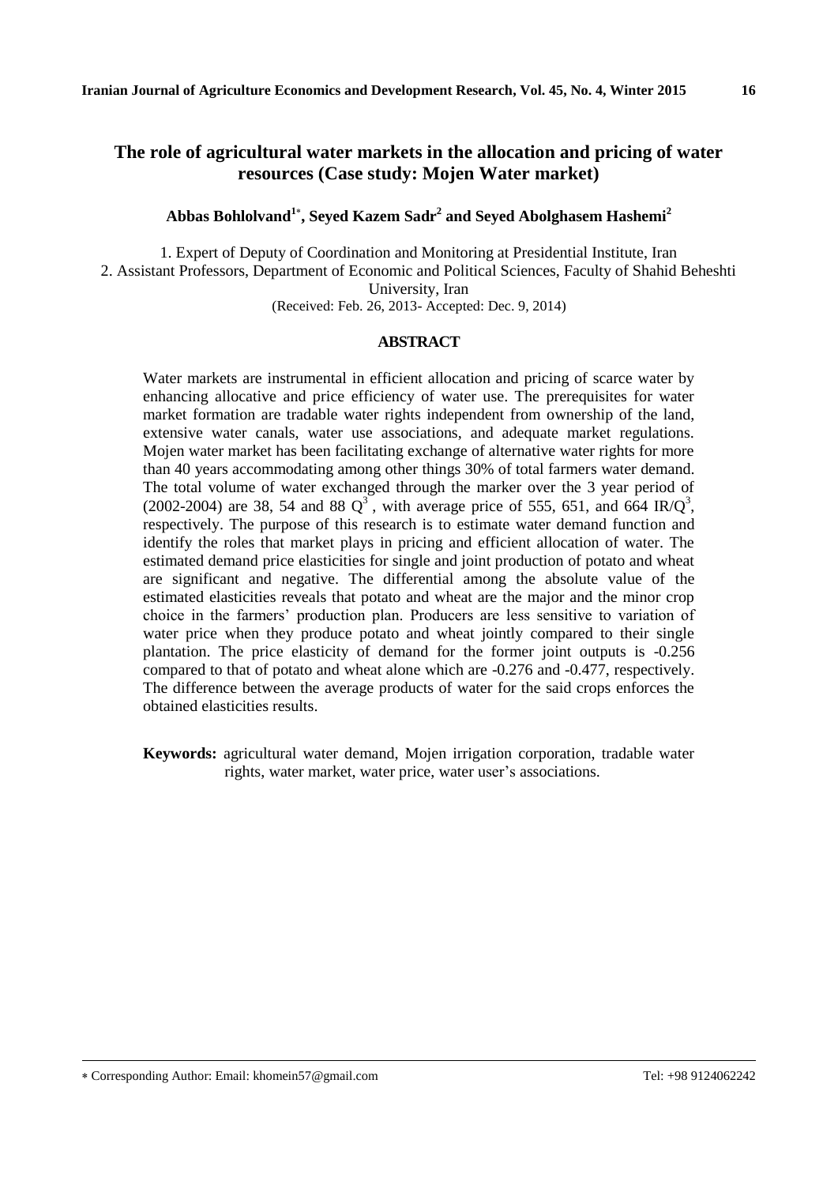# The role of agricultural water markets in the allocation and pricing of water resources (Case study: Mojen Water market)

**Abbas Bohlolvand[1*], Seyed Kazem Sadr[2] and Seyed Abolghasem Hashemi[2]**

1. Expert of Deputy of Coordination and Monitoring at Presidential Institute, Iran
2. Assistant Professors, Department of Economic and Political Sciences, Faculty of Shahid Beheshti University, Iran

(Received: Feb. 26, 2013- Accepted: Dec. 9, 2014)

## ABSTRACT

Water markets are instrumental in efficient allocation and pricing of scarce water by enhancing allocative and price efficiency of water use. The prerequisites for water market formation are tradable water rights independent from ownership of the land, extensive water canals, water use associations, and adequate market regulations. Mojen water market has been facilitating exchange of alternative water rights for more than 40 years accommodating among other things 30% of total farmers water demand. The total volume of water exchanged through the marker over the 3 year period of (2002-2004) are 38, 54 and 88 $Q^3$, with average price of 555, 651, and 664 IR/$Q^3$, respectively. The purpose of this research is to estimate water demand function and identify the roles that market plays in pricing and efficient allocation of water. The estimated demand price elasticities for single and joint production of potato and wheat are significant and negative. The differential among the absolute value of the estimated elasticities reveals that potato and wheat are the major and the minor crop choice in the farmers' production plan. Producers are less sensitive to variation of water price when they produce potato and wheat jointly compared to their single plantation. The price elasticity of demand for the former joint outputs is -0.256 compared to that of potato and wheat alone which are -0.276 and -0.477, respectively. The difference between the average products of water for the said crops enforces the obtained elasticities results.

**Keywords:** agricultural water demand, Mojen irrigation corporation, tradable water rights, water market, water price, water user's associations.

---

* Corresponding Author: Email: khomein57@gmail.com Tel: +98 9124062242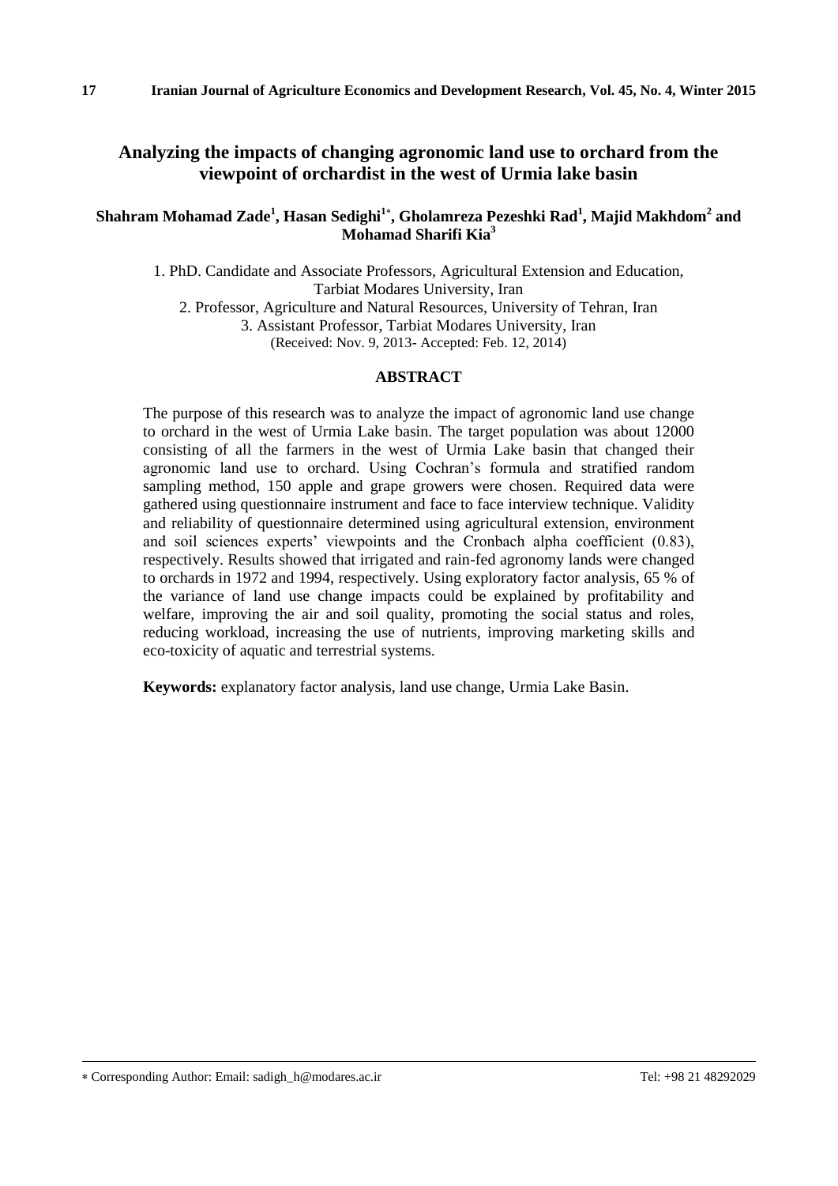# Analyzing the impacts of changing agronomic land use to orchard from the viewpoint of orchardist in the west of Urmia lake basin

**Shahram Mohamad Zade[1], Hasan Sedighi[1*], Gholamreza Pezeshki Rad[1], Majid Makhdom[2] and Mohamad Sharifi Kia[3]**

1. PhD. Candidate and Associate Professors, Agricultural Extension and Education, Tarbiat Modares University, Iran
2. Professor, Agriculture and Natural Resources, University of Tehran, Iran
3. Assistant Professor, Tarbiat Modares University, Iran

(Received: Nov. 9, 2013- Accepted: Feb. 12, 2014)

## ABSTRACT

The purpose of this research was to analyze the impact of agronomic land use change to orchard in the west of Urmia Lake basin. The target population was about 12000 consisting of all the farmers in the west of Urmia Lake basin that changed their agronomic land use to orchard. Using Cochran's formula and stratified random sampling method, 150 apple and grape growers were chosen. Required data were gathered using questionnaire instrument and face to face interview technique. Validity and reliability of questionnaire determined using agricultural extension, environment and soil sciences experts' viewpoints and the Cronbach alpha coefficient (0.83), respectively. Results showed that irrigated and rain-fed agronomy lands were changed to orchards in 1972 and 1994, respectively. Using exploratory factor analysis, 65 % of the variance of land use change impacts could be explained by profitability and welfare, improving the air and soil quality, promoting the social status and roles, reducing workload, increasing the use of nutrients, improving marketing skills and eco-toxicity of aquatic and terrestrial systems.

**Keywords:** explanatory factor analysis, land use change, Urmia Lake Basin.

---

* Corresponding Author: Email: sadigh_h@modares.ac.ir Tel: +98 21 48292029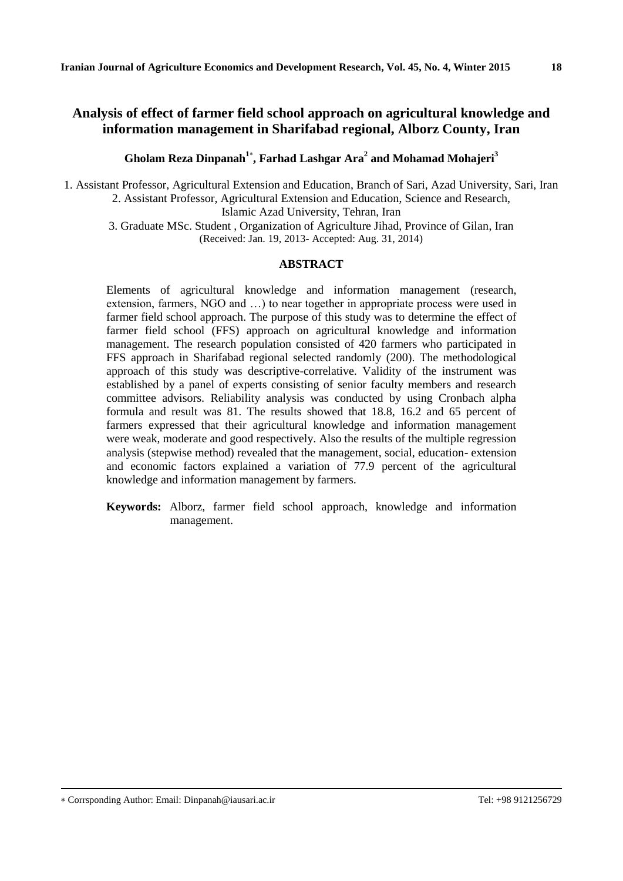# Analysis of effect of farmer field school approach on agricultural knowledge and information management in Sharifabad regional, Alborz County, Iran

**Gholam Reza Dinpanah[1*], Farhad Lashgar Ara[2] and Mohamad Mohajeri[3]**

1. Assistant Professor, Agricultural Extension and Education, Branch of Sari, Azad University, Sari, Iran
2. Assistant Professor, Agricultural Extension and Education, Science and Research, Islamic Azad University, Tehran, Iran
3. Graduate MSc. Student , Organization of Agriculture Jihad, Province of Gilan, Iran

(Received: Jan. 19, 2013- Accepted: Aug. 31, 2014)

## ABSTRACT

Elements of agricultural knowledge and information management (research, extension, farmers, NGO and …) to near together in appropriate process were used in farmer field school approach. The purpose of this study was to determine the effect of farmer field school (FFS) approach on agricultural knowledge and information management. The research population consisted of 420 farmers who participated in FFS approach in Sharifabad regional selected randomly (200). The methodological approach of this study was descriptive-correlative. Validity of the instrument was established by a panel of experts consisting of senior faculty members and research committee advisors. Reliability analysis was conducted by using Cronbach alpha formula and result was 81. The results showed that 18.8, 16.2 and 65 percent of farmers expressed that their agricultural knowledge and information management were weak, moderate and good respectively. Also the results of the multiple regression analysis (stepwise method) revealed that the management, social, education- extension and economic factors explained a variation of 77.9 percent of the agricultural knowledge and information management by farmers.

**Keywords:** Alborz, farmer field school approach, knowledge and information management.

---

* Corrsponding Author: Email: Dinpanah@iausari.ac.ir Tel: +98 9121256729